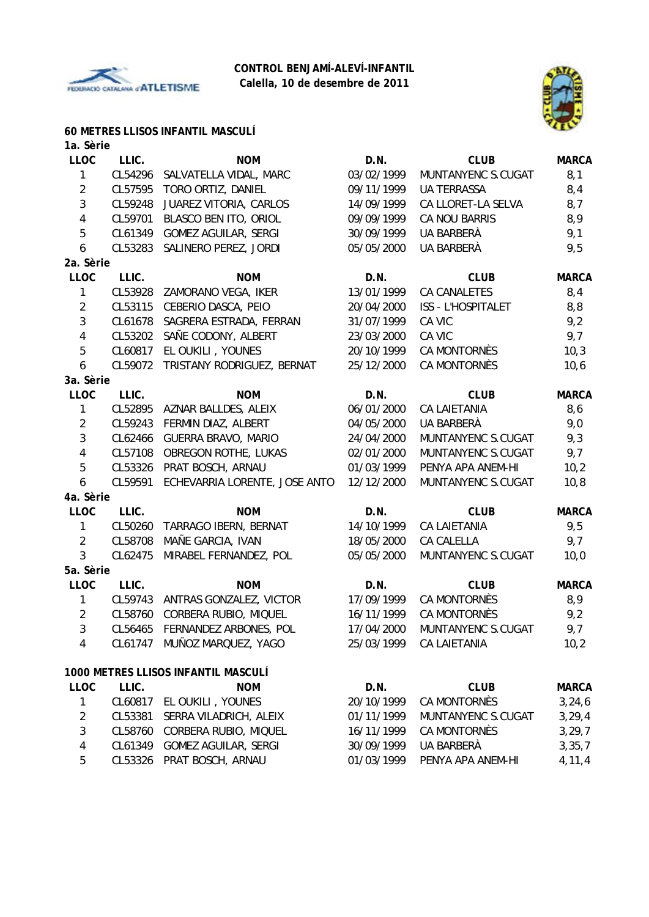# CONTROL BENJAMÍ-ALEVÍ-INFANTIL

**Calella, 10 de desembre de 2011**

## 60 METRES LLISOS INFANTIL MASCULÍ

### 1a. Sèrie

| LLOC | LLIC. | NOM | D.N. | CLUB | MARCA |
|---|---|---|---|---|---|
| 1 | CL54296 | SALVATELLA VIDAL, MARC | 03/02/1999 | MUNTANYENC S.CUGAT | 8,1 |
| 2 | CL57595 | TORO ORTIZ, DANIEL | 09/11/1999 | UA TERRASSA | 8,4 |
| 3 | CL59248 | JUAREZ VITORIA, CARLOS | 14/09/1999 | CA LLORET-LA SELVA | 8,7 |
| 4 | CL59701 | BLASCO BEN ITO, ORIOL | 09/09/1999 | CA NOU BARRIS | 8,9 |
| 5 | CL61349 | GOMEZ AGUILAR, SERGI | 30/09/1999 | UA BARBERÀ | 9,1 |
| 6 | CL53283 | SALINERO PEREZ, JORDI | 05/05/2000 | UA BARBERÀ | 9,5 |

### 2a. Sèrie

| LLOC | LLIC. | NOM | D.N. | CLUB | MARCA |
|---|---|---|---|---|---|
| 1 | CL53928 | ZAMORANO VEGA, IKER | 13/01/1999 | CA CANALETES | 8,4 |
| 2 | CL53115 | CEBERIO DASCA, PEIO | 20/04/2000 | ISS - L'HOSPITALET | 8,8 |
| 3 | CL61678 | SAGRERA ESTRADA, FERRAN | 31/07/1999 | CA VIC | 9,2 |
| 4 | CL53202 | SAÑE CODONY, ALBERT | 23/03/2000 | CA VIC | 9,7 |
| 5 | CL60817 | EL OUKILI , YOUNES | 20/10/1999 | CA MONTORNÈS | 10,3 |
| 6 | CL59072 | TRISTANY RODRIGUEZ, BERNAT | 25/12/2000 | CA MONTORNÈS | 10,6 |

### 3a. Sèrie

| LLOC | LLIC. | NOM | D.N. | CLUB | MARCA |
|---|---|---|---|---|---|
| 1 | CL52895 | AZNAR BALLDES, ALEIX | 06/01/2000 | CA LAIETANIA | 8,6 |
| 2 | CL59243 | FERMIN DIAZ, ALBERT | 04/05/2000 | UA BARBERÀ | 9,0 |
| 3 | CL62466 | GUERRA BRAVO, MARIO | 24/04/2000 | MUNTANYENC S.CUGAT | 9,3 |
| 4 | CL57108 | OBREGON ROTHE, LUKAS | 02/01/2000 | MUNTANYENC S.CUGAT | 9,7 |
| 5 | CL53326 | PRAT BOSCH, ARNAU | 01/03/1999 | PENYA APA ANEM-HI | 10,2 |
| 6 | CL59591 | ECHEVARRIA LORENTE, JOSE ANTO | 12/12/2000 | MUNTANYENC S.CUGAT | 10,8 |

### 4a. Sèrie

| LLOC | LLIC. | NOM | D.N. | CLUB | MARCA |
|---|---|---|---|---|---|
| 1 | CL50260 | TARRAGO IBERN, BERNAT | 14/10/1999 | CA LAIETANIA | 9,5 |
| 2 | CL58708 | MAÑE GARCIA, IVAN | 18/05/2000 | CA CALELLA | 9,7 |
| 3 | CL62475 | MIRABEL FERNANDEZ, POL | 05/05/2000 | MUNTANYENC S.CUGAT | 10,0 |

### 5a. Sèrie

| LLOC | LLIC. | NOM | D.N. | CLUB | MARCA |
|---|---|---|---|---|---|
| 1 | CL59743 | ANTRAS GONZALEZ, VICTOR | 17/09/1999 | CA MONTORNÈS | 8,9 |
| 2 | CL58760 | CORBERA RUBIO, MIQUEL | 16/11/1999 | CA MONTORNÈS | 9,2 |
| 3 | CL56465 | FERNANDEZ ARBONES, POL | 17/04/2000 | MUNTANYENC S.CUGAT | 9,7 |
| 4 | CL61747 | MUÑOZ MARQUEZ, YAGO | 25/03/1999 | CA LAIETANIA | 10,2 |

## 1000 METRES LLISOS INFANTIL MASCULÍ

| LLOC | LLIC. | NOM | D.N. | CLUB | MARCA |
|---|---|---|---|---|---|
| 1 | CL60817 | EL OUKILI , YOUNES | 20/10/1999 | CA MONTORNÈS | 3,24,6 |
| 2 | CL53381 | SERRA VILADRICH, ALEIX | 01/11/1999 | MUNTANYENC S.CUGAT | 3,29,4 |
| 3 | CL58760 | CORBERA RUBIO, MIQUEL | 16/11/1999 | CA MONTORNÈS | 3,29,7 |
| 4 | CL61349 | GOMEZ AGUILAR, SERGI | 30/09/1999 | UA BARBERÀ | 3,35,7 |
| 5 | CL53326 | PRAT BOSCH, ARNAU | 01/03/1999 | PENYA APA ANEM-HI | 4,11,4 |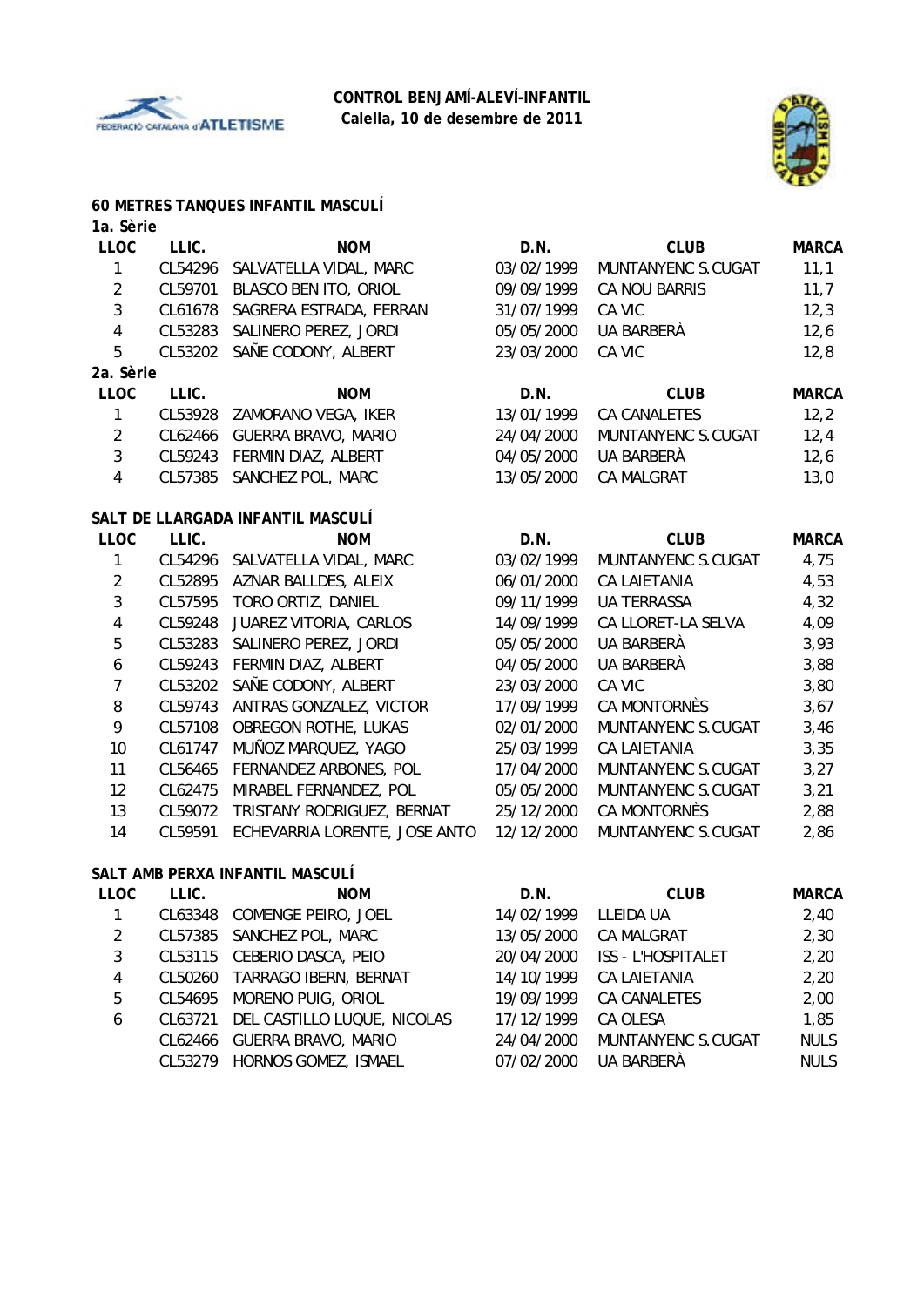**CONTROL BENJAMÍ-ALEVÍ-INFANTIL**
**Calella, 10 de desembre de 2011**

### 60 METRES TANQUES INFANTIL MASCULÍ

**1a. Sèrie**

| LLOC | LLIC. | NOM | D.N. | CLUB | MARCA |
|---|---|---|---|---|---|
| 1 | CL54296 | SALVATELLA VIDAL, MARC | 03/02/1999 | MUNTANYENC S.CUGAT | 11,1 |
| 2 | CL59701 | BLASCO BEN ITO, ORIOL | 09/09/1999 | CA NOU BARRIS | 11,7 |
| 3 | CL61678 | SAGRERA ESTRADA, FERRAN | 31/07/1999 | CA VIC | 12,3 |
| 4 | CL53283 | SALINERO PEREZ, JORDI | 05/05/2000 | UA BARBERÀ | 12,6 |
| 5 | CL53202 | SAÑE CODONY, ALBERT | 23/03/2000 | CA VIC | 12,8 |

**2a. Sèrie**

| LLOC | LLIC. | NOM | D.N. | CLUB | MARCA |
|---|---|---|---|---|---|
| 1 | CL53928 | ZAMORANO VEGA, IKER | 13/01/1999 | CA CANALETES | 12,2 |
| 2 | CL62466 | GUERRA BRAVO, MARIO | 24/04/2000 | MUNTANYENC S.CUGAT | 12,4 |
| 3 | CL59243 | FERMIN DIAZ, ALBERT | 04/05/2000 | UA BARBERÀ | 12,6 |
| 4 | CL57385 | SANCHEZ POL, MARC | 13/05/2000 | CA MALGRAT | 13,0 |

### SALT DE LLARGADA INFANTIL MASCULÍ

| LLOC | LLIC. | NOM | D.N. | CLUB | MARCA |
|---|---|---|---|---|---|
| 1 | CL54296 | SALVATELLA VIDAL, MARC | 03/02/1999 | MUNTANYENC S.CUGAT | 4,75 |
| 2 | CL52895 | AZNAR BALLDES, ALEIX | 06/01/2000 | CA LAIETANIA | 4,53 |
| 3 | CL57595 | TORO ORTIZ, DANIEL | 09/11/1999 | UA TERRASSA | 4,32 |
| 4 | CL59248 | JUAREZ VITORIA, CARLOS | 14/09/1999 | CA LLORET-LA SELVA | 4,09 |
| 5 | CL53283 | SALINERO PEREZ, JORDI | 05/05/2000 | UA BARBERÀ | 3,93 |
| 6 | CL59243 | FERMIN DIAZ, ALBERT | 04/05/2000 | UA BARBERÀ | 3,88 |
| 7 | CL53202 | SAÑE CODONY, ALBERT | 23/03/2000 | CA VIC | 3,80 |
| 8 | CL59743 | ANTRAS GONZALEZ, VICTOR | 17/09/1999 | CA MONTORNÈS | 3,67 |
| 9 | CL57108 | OBREGON ROTHE, LUKAS | 02/01/2000 | MUNTANYENC S.CUGAT | 3,46 |
| 10 | CL61747 | MUÑOZ MARQUEZ, YAGO | 25/03/1999 | CA LAIETANIA | 3,35 |
| 11 | CL56465 | FERNANDEZ ARBONES, POL | 17/04/2000 | MUNTANYENC S.CUGAT | 3,27 |
| 12 | CL62475 | MIRABEL FERNANDEZ, POL | 05/05/2000 | MUNTANYENC S.CUGAT | 3,21 |
| 13 | CL59072 | TRISTANY RODRIGUEZ, BERNAT | 25/12/2000 | CA MONTORNÈS | 2,88 |
| 14 | CL59591 | ECHEVARRIA LORENTE, JOSE ANTO | 12/12/2000 | MUNTANYENC S.CUGAT | 2,86 |

### SALT AMB PERXA INFANTIL MASCULÍ

| LLOC | LLIC. | NOM | D.N. | CLUB | MARCA |
|---|---|---|---|---|---|
| 1 | CL63348 | COMENGE PEIRO, JOEL | 14/02/1999 | LLEIDA UA | 2,40 |
| 2 | CL57385 | SANCHEZ POL, MARC | 13/05/2000 | CA MALGRAT | 2,30 |
| 3 | CL53115 | CEBERIO DASCA, PEIO | 20/04/2000 | ISS - L'HOSPITALET | 2,20 |
| 4 | CL50260 | TARRAGO IBERN, BERNAT | 14/10/1999 | CA LAIETANIA | 2,20 |
| 5 | CL54695 | MORENO PUIG, ORIOL | 19/09/1999 | CA CANALETES | 2,00 |
| 6 | CL63721 | DEL CASTILLO LUQUE, NICOLAS | 17/12/1999 | CA OLESA | 1,85 |
| | CL62466 | GUERRA BRAVO, MARIO | 24/04/2000 | MUNTANYENC S.CUGAT | NULS |
| | CL53279 | HORNOS GOMEZ, ISMAEL | 07/02/2000 | UA BARBERÀ | NULS |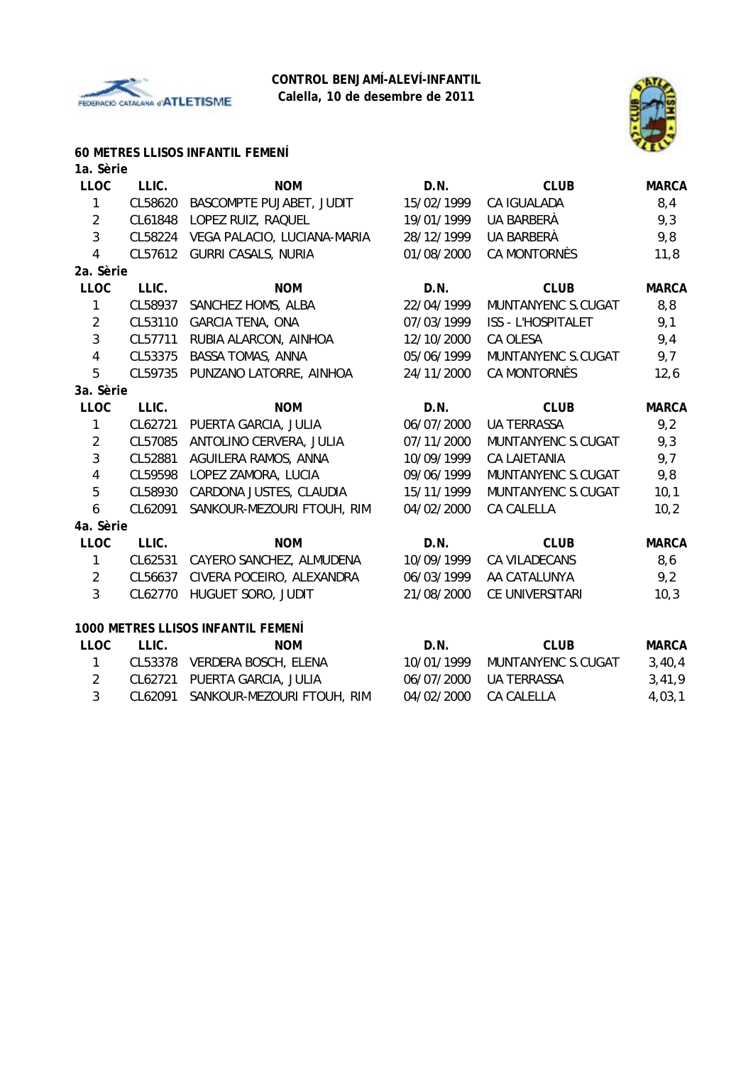**CONTROL BENJAMÍ-ALEVÍ-INFANTIL**
**Calella, 10 de desembre de 2011**

## 60 METRES LLISOS INFANTIL FEMENÍ

**1a. Sèrie**

| LLOC | LLIC. | NOM | D.N. | CLUB | MARCA |
|---|---|---|---|---|---|
| 1 | CL58620 | BASCOMPTE PUJABET, JUDIT | 15/02/1999 | CA IGUALADA | 8,4 |
| 2 | CL61848 | LOPEZ RUIZ, RAQUEL | 19/01/1999 | UA BARBERÀ | 9,3 |
| 3 | CL58224 | VEGA PALACIO, LUCIANA-MARIA | 28/12/1999 | UA BARBERÀ | 9,8 |
| 4 | CL57612 | GURRI CASALS, NURIA | 01/08/2000 | CA MONTORNÈS | 11,8 |

**2a. Sèrie**

| LLOC | LLIC. | NOM | D.N. | CLUB | MARCA |
|---|---|---|---|---|---|
| 1 | CL58937 | SANCHEZ HOMS, ALBA | 22/04/1999 | MUNTANYENC S.CUGAT | 8,8 |
| 2 | CL53110 | GARCIA TENA, ONA | 07/03/1999 | ISS - L'HOSPITALET | 9,1 |
| 3 | CL57711 | RUBIA ALARCON, AINHOA | 12/10/2000 | CA OLESA | 9,4 |
| 4 | CL53375 | BASSA TOMAS, ANNA | 05/06/1999 | MUNTANYENC S.CUGAT | 9,7 |
| 5 | CL59735 | PUNZANO LATORRE, AINHOA | 24/11/2000 | CA MONTORNÈS | 12,6 |

**3a. Sèrie**

| LLOC | LLIC. | NOM | D.N. | CLUB | MARCA |
|---|---|---|---|---|---|
| 1 | CL62721 | PUERTA GARCIA, JULIA | 06/07/2000 | UA TERRASSA | 9,2 |
| 2 | CL57085 | ANTOLINO CERVERA, JULIA | 07/11/2000 | MUNTANYENC S.CUGAT | 9,3 |
| 3 | CL52881 | AGUILERA RAMOS, ANNA | 10/09/1999 | CA LAIETANIA | 9,7 |
| 4 | CL59598 | LOPEZ ZAMORA, LUCIA | 09/06/1999 | MUNTANYENC S.CUGAT | 9,8 |
| 5 | CL58930 | CARDONA JUSTES, CLAUDIA | 15/11/1999 | MUNTANYENC S.CUGAT | 10,1 |
| 6 | CL62091 | SANKOUR-MEZOURI FTOUH, RIM | 04/02/2000 | CA CALELLA | 10,2 |

**4a. Sèrie**

| LLOC | LLIC. | NOM | D.N. | CLUB | MARCA |
|---|---|---|---|---|---|
| 1 | CL62531 | CAYERO SANCHEZ, ALMUDENA | 10/09/1999 | CA VILADECANS | 8,6 |
| 2 | CL56637 | CIVERA POCEIRO, ALEXANDRA | 06/03/1999 | AA CATALUNYA | 9,2 |
| 3 | CL62770 | HUGUET SORO, JUDIT | 21/08/2000 | CE UNIVERSITARI | 10,3 |

## 1000 METRES LLISOS INFANTIL FEMENÍ

| LLOC | LLIC. | NOM | D.N. | CLUB | MARCA |
|---|---|---|---|---|---|
| 1 | CL53378 | VERDERA BOSCH, ELENA | 10/01/1999 | MUNTANYENC S.CUGAT | 3,40,4 |
| 2 | CL62721 | PUERTA GARCIA, JULIA | 06/07/2000 | UA TERRASSA | 3,41,9 |
| 3 | CL62091 | SANKOUR-MEZOURI FTOUH, RIM | 04/02/2000 | CA CALELLA | 4,03,1 |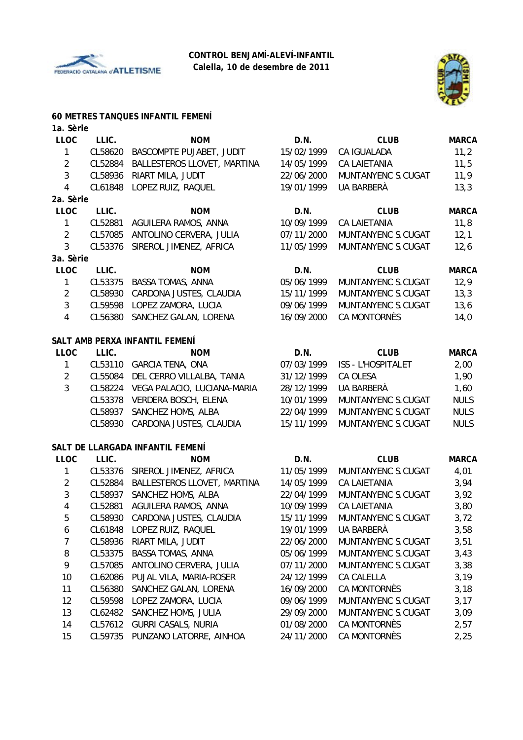**CONTROL BENJAMÍ-ALEVÍ-INFANTIL**
**Calella, 10 de desembre de 2011**

### 60 METRES TANQUES INFANTIL FEMENÍ

**1a. Sèrie**

| LLOC | LLIC. | NOM | D.N. | CLUB | MARCA |
|---|---|---|---|---|---|
| 1 | CL58620 | BASCOMPTE PUJABET, JUDIT | 15/02/1999 | CA IGUALADA | 11,2 |
| 2 | CL52884 | BALLESTEROS LLOVET, MARTINA | 14/05/1999 | CA LAIETANIA | 11,5 |
| 3 | CL58936 | RIART MILA, JUDIT | 22/06/2000 | MUNTANYENC S.CUGAT | 11,9 |
| 4 | CL61848 | LOPEZ RUIZ, RAQUEL | 19/01/1999 | UA BARBERÀ | 13,3 |

**2a. Sèrie**

| LLOC | LLIC. | NOM | D.N. | CLUB | MARCA |
|---|---|---|---|---|---|
| 1 | CL52881 | AGUILERA RAMOS, ANNA | 10/09/1999 | CA LAIETANIA | 11,8 |
| 2 | CL57085 | ANTOLINO CERVERA, JULIA | 07/11/2000 | MUNTANYENC S.CUGAT | 12,1 |
| 3 | CL53376 | SIREROL JIMENEZ, AFRICA | 11/05/1999 | MUNTANYENC S.CUGAT | 12,6 |

**3a. Sèrie**

| LLOC | LLIC. | NOM | D.N. | CLUB | MARCA |
|---|---|---|---|---|---|
| 1 | CL53375 | BASSA TOMAS, ANNA | 05/06/1999 | MUNTANYENC S.CUGAT | 12,9 |
| 2 | CL58930 | CARDONA JUSTES, CLAUDIA | 15/11/1999 | MUNTANYENC S.CUGAT | 13,3 |
| 3 | CL59598 | LOPEZ ZAMORA, LUCIA | 09/06/1999 | MUNTANYENC S.CUGAT | 13,6 |
| 4 | CL56380 | SANCHEZ GALAN, LORENA | 16/09/2000 | CA MONTORNÈS | 14,0 |

### SALT AMB PERXA INFANTIL FEMENÍ

| LLOC | LLIC. | NOM | D.N. | CLUB | MARCA |
|---|---|---|---|---|---|
| 1 | CL53110 | GARCIA TENA, ONA | 07/03/1999 | ISS - L'HOSPITALET | 2,00 |
| 2 | CL55084 | DEL CERRO VILLALBA, TANIA | 31/12/1999 | CA OLESA | 1,90 |
| 3 | CL58224 | VEGA PALACIO, LUCIANA-MARIA | 28/12/1999 | UA BARBERÀ | 1,60 |
| | CL53378 | VERDERA BOSCH, ELENA | 10/01/1999 | MUNTANYENC S.CUGAT | NULS |
| | CL58937 | SANCHEZ HOMS, ALBA | 22/04/1999 | MUNTANYENC S.CUGAT | NULS |
| | CL58930 | CARDONA JUSTES, CLAUDIA | 15/11/1999 | MUNTANYENC S.CUGAT | NULS |

### SALT DE LLARGADA INFANTIL FEMENÍ

| LLOC | LLIC. | NOM | D.N. | CLUB | MARCA |
|---|---|---|---|---|---|
| 1 | CL53376 | SIREROL JIMENEZ, AFRICA | 11/05/1999 | MUNTANYENC S.CUGAT | 4,01 |
| 2 | CL52884 | BALLESTEROS LLOVET, MARTINA | 14/05/1999 | CA LAIETANIA | 3,94 |
| 3 | CL58937 | SANCHEZ HOMS, ALBA | 22/04/1999 | MUNTANYENC S.CUGAT | 3,92 |
| 4 | CL52881 | AGUILERA RAMOS, ANNA | 10/09/1999 | CA LAIETANIA | 3,80 |
| 5 | CL58930 | CARDONA JUSTES, CLAUDIA | 15/11/1999 | MUNTANYENC S.CUGAT | 3,72 |
| 6 | CL61848 | LOPEZ RUIZ, RAQUEL | 19/01/1999 | UA BARBERÀ | 3,58 |
| 7 | CL58936 | RIART MILA, JUDIT | 22/06/2000 | MUNTANYENC S.CUGAT | 3,51 |
| 8 | CL53375 | BASSA TOMAS, ANNA | 05/06/1999 | MUNTANYENC S.CUGAT | 3,43 |
| 9 | CL57085 | ANTOLINO CERVERA, JULIA | 07/11/2000 | MUNTANYENC S.CUGAT | 3,38 |
| 10 | CL62086 | PUJAL VILA, MARIA-ROSER | 24/12/1999 | CA CALELLA | 3,19 |
| 11 | CL56380 | SANCHEZ GALAN, LORENA | 16/09/2000 | CA MONTORNÈS | 3,18 |
| 12 | CL59598 | LOPEZ ZAMORA, LUCIA | 09/06/1999 | MUNTANYENC S.CUGAT | 3,17 |
| 13 | CL62482 | SANCHEZ HOMS, JULIA | 29/09/2000 | MUNTANYENC S.CUGAT | 3,09 |
| 14 | CL57612 | GURRI CASALS, NURIA | 01/08/2000 | CA MONTORNÈS | 2,57 |
| 15 | CL59735 | PUNZANO LATORRE, AINHOA | 24/11/2000 | CA MONTORNÈS | 2,25 |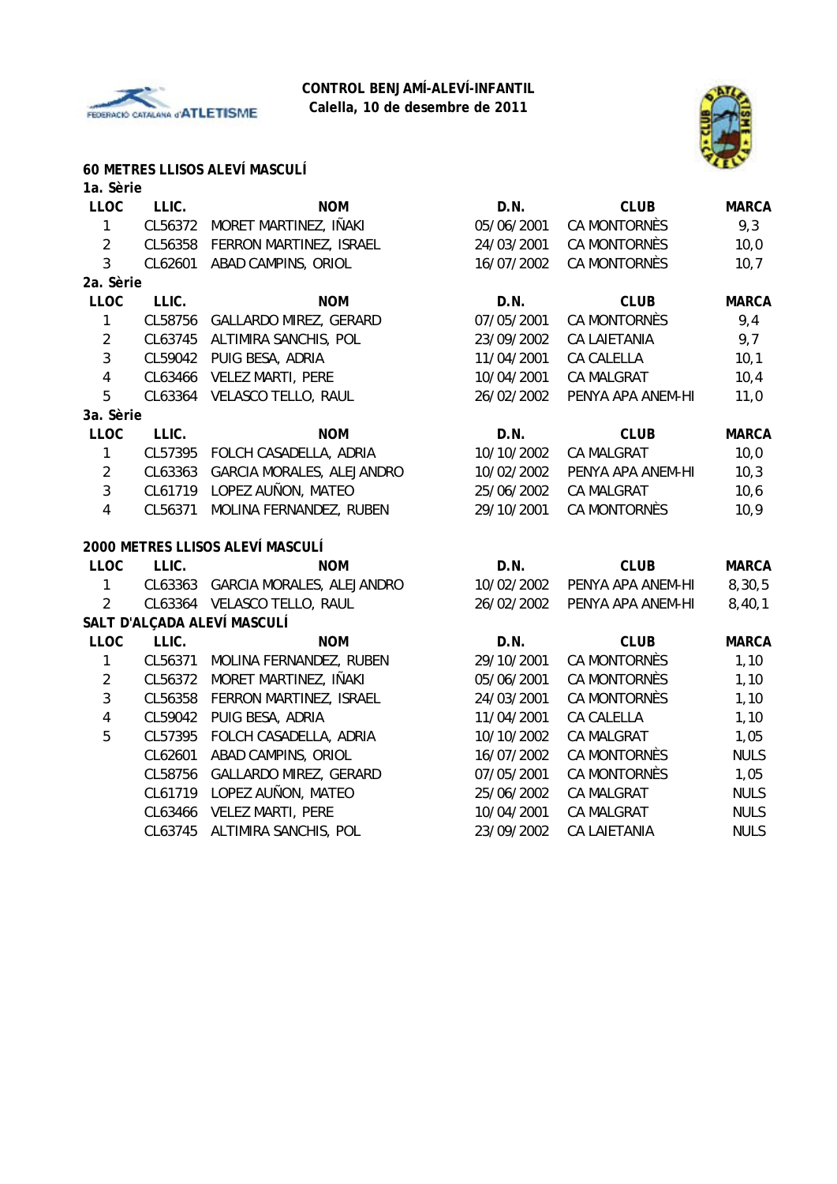**CONTROL BENJAMÍ-ALEVÍ-INFANTIL**
**Calella, 10 de desembre de 2011**

## 60 METRES LLISOS ALEVÍ MASCULÍ

**1a. Sèrie**

| LLOC | LLIC. | NOM | D.N. | CLUB | MARCA |
|---|---|---|---|---|---|
| 1 | CL56372 | MORET MARTINEZ, IÑAKI | 05/06/2001 | CA MONTORNÈS | 9,3 |
| 2 | CL56358 | FERRON MARTINEZ, ISRAEL | 24/03/2001 | CA MONTORNÈS | 10,0 |
| 3 | CL62601 | ABAD CAMPINS, ORIOL | 16/07/2002 | CA MONTORNÈS | 10,7 |

**2a. Sèrie**

| LLOC | LLIC. | NOM | D.N. | CLUB | MARCA |
|---|---|---|---|---|---|
| 1 | CL58756 | GALLARDO MIREZ, GERARD | 07/05/2001 | CA MONTORNÈS | 9,4 |
| 2 | CL63745 | ALTIMIRA SANCHIS, POL | 23/09/2002 | CA LAIETANIA | 9,7 |
| 3 | CL59042 | PUIG BESA, ADRIA | 11/04/2001 | CA CALELLA | 10,1 |
| 4 | CL63466 | VELEZ MARTI, PERE | 10/04/2001 | CA MALGRAT | 10,4 |
| 5 | CL63364 | VELASCO TELLO, RAUL | 26/02/2002 | PENYA APA ANEM-HI | 11,0 |

**3a. Sèrie**

| LLOC | LLIC. | NOM | D.N. | CLUB | MARCA |
|---|---|---|---|---|---|
| 1 | CL57395 | FOLCH CASADELLA, ADRIA | 10/10/2002 | CA MALGRAT | 10,0 |
| 2 | CL63363 | GARCIA MORALES, ALEJANDRO | 10/02/2002 | PENYA APA ANEM-HI | 10,3 |
| 3 | CL61719 | LOPEZ AUÑON, MATEO | 25/06/2002 | CA MALGRAT | 10,6 |
| 4 | CL56371 | MOLINA FERNANDEZ, RUBEN | 29/10/2001 | CA MONTORNÈS | 10,9 |

## 2000 METRES LLISOS ALEVÍ MASCULÍ

| LLOC | LLIC. | NOM | D.N. | CLUB | MARCA |
|---|---|---|---|---|---|
| 1 | CL63363 | GARCIA MORALES, ALEJANDRO | 10/02/2002 | PENYA APA ANEM-HI | 8,30,5 |
| 2 | CL63364 | VELASCO TELLO, RAUL | 26/02/2002 | PENYA APA ANEM-HI | 8,40,1 |

## SALT D'ALÇADA ALEVÍ MASCULÍ

| LLOC | LLIC. | NOM | D.N. | CLUB | MARCA |
|---|---|---|---|---|---|
| 1 | CL56371 | MOLINA FERNANDEZ, RUBEN | 29/10/2001 | CA MONTORNÈS | 1,10 |
| 2 | CL56372 | MORET MARTINEZ, IÑAKI | 05/06/2001 | CA MONTORNÈS | 1,10 |
| 3 | CL56358 | FERRON MARTINEZ, ISRAEL | 24/03/2001 | CA MONTORNÈS | 1,10 |
| 4 | CL59042 | PUIG BESA, ADRIA | 11/04/2001 | CA CALELLA | 1,10 |
| 5 | CL57395 | FOLCH CASADELLA, ADRIA | 10/10/2002 | CA MALGRAT | 1,05 |
| | CL62601 | ABAD CAMPINS, ORIOL | 16/07/2002 | CA MONTORNÈS | NULS |
| | CL58756 | GALLARDO MIREZ, GERARD | 07/05/2001 | CA MONTORNÈS | 1,05 |
| | CL61719 | LOPEZ AUÑON, MATEO | 25/06/2002 | CA MALGRAT | NULS |
| | CL63466 | VELEZ MARTI, PERE | 10/04/2001 | CA MALGRAT | NULS |
| | CL63745 | ALTIMIRA SANCHIS, POL | 23/09/2002 | CA LAIETANIA | NULS |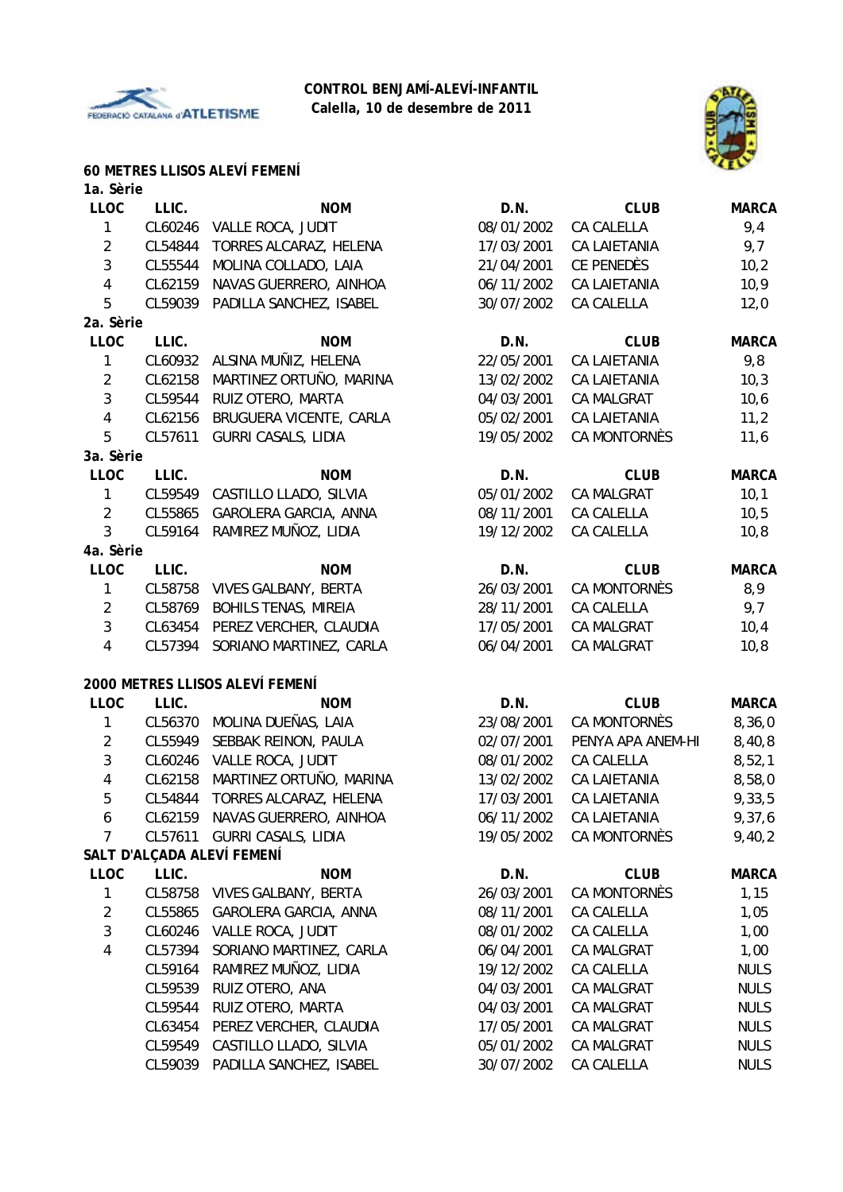**CONTROL BENJAMÍ-ALEVÍ-INFANTIL**
**Calella, 10 de desembre de 2011**

## 60 METRES LLISOS ALEVÍ FEMENÍ

### 1a. Sèrie

| LLOC | LLIC. | NOM | D.N. | CLUB | MARCA |
|---|---|---|---|---|---|
| 1 | CL60246 | VALLE ROCA, JUDIT | 08/01/2002 | CA CALELLA | 9,4 |
| 2 | CL54844 | TORRES ALCARAZ, HELENA | 17/03/2001 | CA LAIETANIA | 9,7 |
| 3 | CL55544 | MOLINA COLLADO, LAIA | 21/04/2001 | CE PENEDÈS | 10,2 |
| 4 | CL62159 | NAVAS GUERRERO, AINHOA | 06/11/2002 | CA LAIETANIA | 10,9 |
| 5 | CL59039 | PADILLA SANCHEZ, ISABEL | 30/07/2002 | CA CALELLA | 12,0 |

### 2a. Sèrie

| LLOC | LLIC. | NOM | D.N. | CLUB | MARCA |
|---|---|---|---|---|---|
| 1 | CL60932 | ALSINA MUÑIZ, HELENA | 22/05/2001 | CA LAIETANIA | 9,8 |
| 2 | CL62158 | MARTINEZ ORTUÑO, MARINA | 13/02/2002 | CA LAIETANIA | 10,3 |
| 3 | CL59544 | RUIZ OTERO, MARTA | 04/03/2001 | CA MALGRAT | 10,6 |
| 4 | CL62156 | BRUGUERA VICENTE, CARLA | 05/02/2001 | CA LAIETANIA | 11,2 |
| 5 | CL57611 | GURRI CASALS, LIDIA | 19/05/2002 | CA MONTORNÈS | 11,6 |

### 3a. Sèrie

| LLOC | LLIC. | NOM | D.N. | CLUB | MARCA |
|---|---|---|---|---|---|
| 1 | CL59549 | CASTILLO LLADO, SILVIA | 05/01/2002 | CA MALGRAT | 10,1 |
| 2 | CL55865 | GAROLERA GARCIA, ANNA | 08/11/2001 | CA CALELLA | 10,5 |
| 3 | CL59164 | RAMIREZ MUÑOZ, LIDIA | 19/12/2002 | CA CALELLA | 10,8 |

### 4a. Sèrie

| LLOC | LLIC. | NOM | D.N. | CLUB | MARCA |
|---|---|---|---|---|---|
| 1 | CL58758 | VIVES GALBANY, BERTA | 26/03/2001 | CA MONTORNÈS | 8,9 |
| 2 | CL58769 | BOHILS TENAS, MIREIA | 28/11/2001 | CA CALELLA | 9,7 |
| 3 | CL63454 | PEREZ VERCHER, CLAUDIA | 17/05/2001 | CA MALGRAT | 10,4 |
| 4 | CL57394 | SORIANO MARTINEZ, CARLA | 06/04/2001 | CA MALGRAT | 10,8 |

## 2000 METRES LLISOS ALEVÍ FEMENÍ

| LLOC | LLIC. | NOM | D.N. | CLUB | MARCA |
|---|---|---|---|---|---|
| 1 | CL56370 | MOLINA DUEÑAS, LAIA | 23/08/2001 | CA MONTORNÈS | 8,36,0 |
| 2 | CL55949 | SEBBAK REINON, PAULA | 02/07/2001 | PENYA APA ANEM-HI | 8,40,8 |
| 3 | CL60246 | VALLE ROCA, JUDIT | 08/01/2002 | CA CALELLA | 8,52,1 |
| 4 | CL62158 | MARTINEZ ORTUÑO, MARINA | 13/02/2002 | CA LAIETANIA | 8,58,0 |
| 5 | CL54844 | TORRES ALCARAZ, HELENA | 17/03/2001 | CA LAIETANIA | 9,33,5 |
| 6 | CL62159 | NAVAS GUERRERO, AINHOA | 06/11/2002 | CA LAIETANIA | 9,37,6 |
| 7 | CL57611 | GURRI CASALS, LIDIA | 19/05/2002 | CA MONTORNÈS | 9,40,2 |

## SALT D'ALÇADA ALEVÍ FEMENÍ

| LLOC | LLIC. | NOM | D.N. | CLUB | MARCA |
|---|---|---|---|---|---|
| 1 | CL58758 | VIVES GALBANY, BERTA | 26/03/2001 | CA MONTORNÈS | 1,15 |
| 2 | CL55865 | GAROLERA GARCIA, ANNA | 08/11/2001 | CA CALELLA | 1,05 |
| 3 | CL60246 | VALLE ROCA, JUDIT | 08/01/2002 | CA CALELLA | 1,00 |
| 4 | CL57394 | SORIANO MARTINEZ, CARLA | 06/04/2001 | CA MALGRAT | 1,00 |
| | CL59164 | RAMIREZ MUÑOZ, LIDIA | 19/12/2002 | CA CALELLA | NULS |
| | CL59539 | RUIZ OTERO, ANA | 04/03/2001 | CA MALGRAT | NULS |
| | CL59544 | RUIZ OTERO, MARTA | 04/03/2001 | CA MALGRAT | NULS |
| | CL63454 | PEREZ VERCHER, CLAUDIA | 17/05/2001 | CA MALGRAT | NULS |
| | CL59549 | CASTILLO LLADO, SILVIA | 05/01/2002 | CA MALGRAT | NULS |
| | CL59039 | PADILLA SANCHEZ, ISABEL | 30/07/2002 | CA CALELLA | NULS |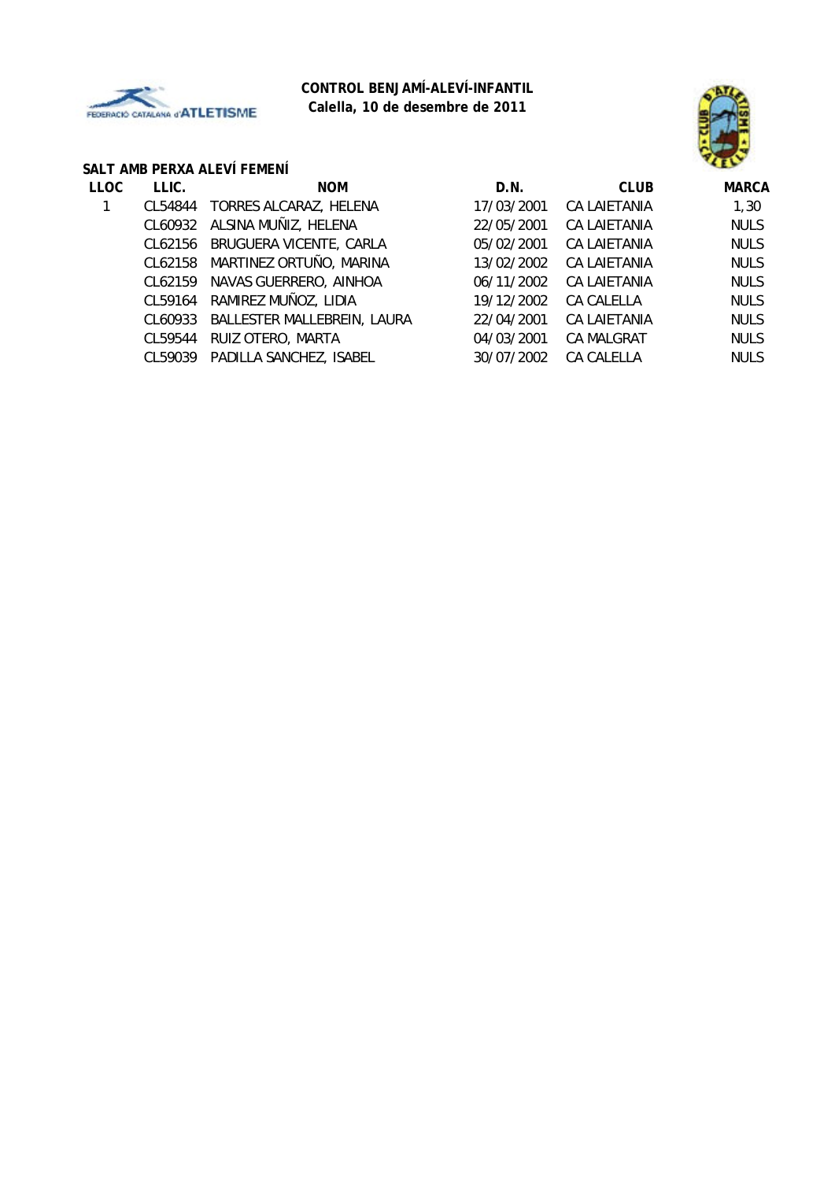**CONTROL BENJAMÍ-ALEVÍ-INFANTIL**
**Calella, 10 de desembre de 2011**

### SALT AMB PERXA ALEVÍ FEMENÍ

| LLOC | LLIC. | NOM | D.N. | CLUB | MARCA |
|---|---|---|---|---|---|
| 1 | CL54844 | TORRES ALCARAZ, HELENA | 17/03/2001 | CA LAIETANIA | 1,30 |
| | CL60932 | ALSINA MUÑIZ, HELENA | 22/05/2001 | CA LAIETANIA | NULS |
| | CL62156 | BRUGUERA VICENTE, CARLA | 05/02/2001 | CA LAIETANIA | NULS |
| | CL62158 | MARTINEZ ORTUÑO, MARINA | 13/02/2002 | CA LAIETANIA | NULS |
| | CL62159 | NAVAS GUERRERO, AINHOA | 06/11/2002 | CA LAIETANIA | NULS |
| | CL59164 | RAMIREZ MUÑOZ, LIDIA | 19/12/2002 | CA CALELLA | NULS |
| | CL60933 | BALLESTER MALLEBREIN, LAURA | 22/04/2001 | CA LAIETANIA | NULS |
| | CL59544 | RUIZ OTERO, MARTA | 04/03/2001 | CA MALGRAT | NULS |
| | CL59039 | PADILLA SANCHEZ, ISABEL | 30/07/2002 | CA CALELLA | NULS |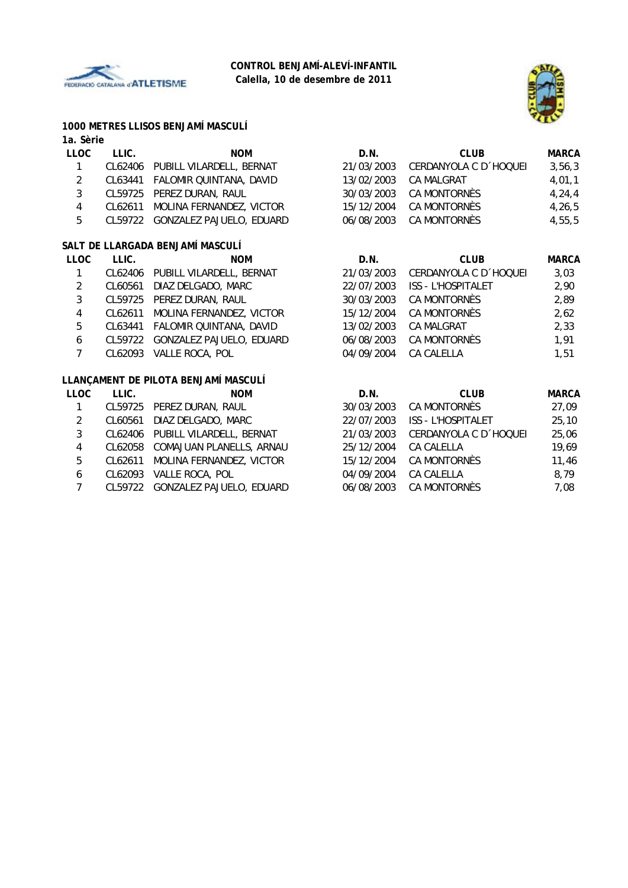**CONTROL BENJAMÍ-ALEVÍ-INFANTIL**
**Calella, 10 de desembre de 2011**

### 1000 METRES LLISOS BENJAMÍ MASCULÍ

**1a. Sèrie**

| LLOC | LLIC. | NOM | D.N. | CLUB | MARCA |
|---|---|---|---|---|---|
| 1 | CL62406 | PUBILL VILARDELL, BERNAT | 21/03/2003 | CERDANYOLA C D´HOQUEI | 3,56,3 |
| 2 | CL63441 | FALOMIR QUINTANA, DAVID | 13/02/2003 | CA MALGRAT | 4,01,1 |
| 3 | CL59725 | PEREZ DURAN, RAUL | 30/03/2003 | CA MONTORNÈS | 4,24,4 |
| 4 | CL62611 | MOLINA FERNANDEZ, VICTOR | 15/12/2004 | CA MONTORNÈS | 4,26,5 |
| 5 | CL59722 | GONZALEZ PAJUELO, EDUARD | 06/08/2003 | CA MONTORNÈS | 4,55,5 |

### SALT DE LLARGADA BENJAMÍ MASCULÍ

| LLOC | LLIC. | NOM | D.N. | CLUB | MARCA |
|---|---|---|---|---|---|
| 1 | CL62406 | PUBILL VILARDELL, BERNAT | 21/03/2003 | CERDANYOLA C D´HOQUEI | 3,03 |
| 2 | CL60561 | DIAZ DELGADO, MARC | 22/07/2003 | ISS - L'HOSPITALET | 2,90 |
| 3 | CL59725 | PEREZ DURAN, RAUL | 30/03/2003 | CA MONTORNÈS | 2,89 |
| 4 | CL62611 | MOLINA FERNANDEZ, VICTOR | 15/12/2004 | CA MONTORNÈS | 2,62 |
| 5 | CL63441 | FALOMIR QUINTANA, DAVID | 13/02/2003 | CA MALGRAT | 2,33 |
| 6 | CL59722 | GONZALEZ PAJUELO, EDUARD | 06/08/2003 | CA MONTORNÈS | 1,91 |
| 7 | CL62093 | VALLE ROCA, POL | 04/09/2004 | CA CALELLA | 1,51 |

### LLANÇAMENT DE PILOTA BENJAMÍ MASCULÍ

| LLOC | LLIC. | NOM | D.N. | CLUB | MARCA |
|---|---|---|---|---|---|
| 1 | CL59725 | PEREZ DURAN, RAUL | 30/03/2003 | CA MONTORNÈS | 27,09 |
| 2 | CL60561 | DIAZ DELGADO, MARC | 22/07/2003 | ISS - L'HOSPITALET | 25,10 |
| 3 | CL62406 | PUBILL VILARDELL, BERNAT | 21/03/2003 | CERDANYOLA C D´HOQUEI | 25,06 |
| 4 | CL62058 | COMAJUAN PLANELLS, ARNAU | 25/12/2004 | CA CALELLA | 19,69 |
| 5 | CL62611 | MOLINA FERNANDEZ, VICTOR | 15/12/2004 | CA MONTORNÈS | 11,46 |
| 6 | CL62093 | VALLE ROCA, POL | 04/09/2004 | CA CALELLA | 8,79 |
| 7 | CL59722 | GONZALEZ PAJUELO, EDUARD | 06/08/2003 | CA MONTORNÈS | 7,08 |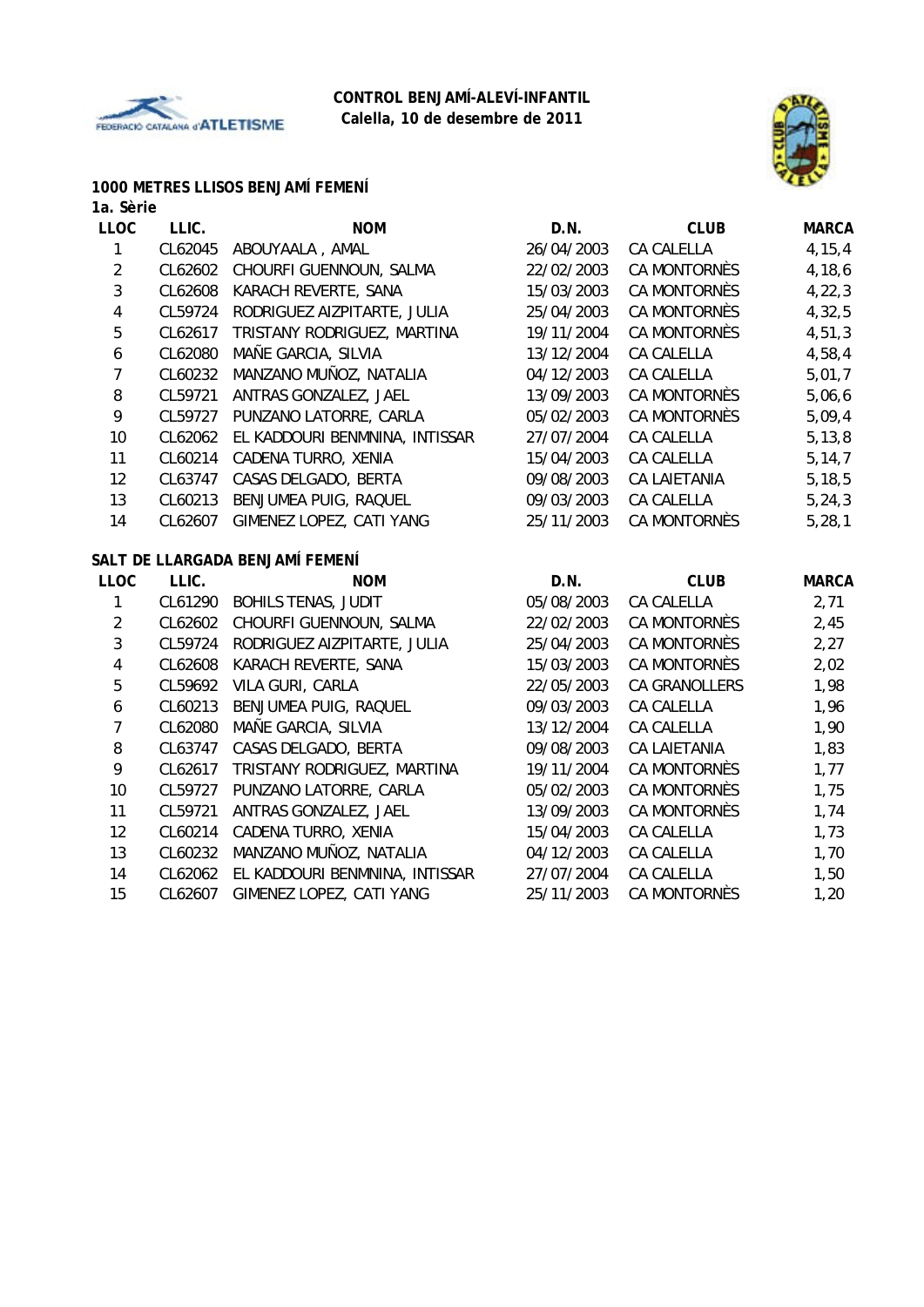**CONTROL BENJAMÍ-ALEVÍ-INFANTIL**
**Calella, 10 de desembre de 2011**

### 1000 METRES LLISOS BENJAMÍ FEMENÍ

**1a. Sèrie**

| LLOC | LLIC. | NOM | D.N. | CLUB | MARCA |
|---|---|---|---|---|---|
| 1 | CL62045 | ABOUYAALA , AMAL | 26/04/2003 | CA CALELLA | 4,15,4 |
| 2 | CL62602 | CHOURFI GUENNOUN, SALMA | 22/02/2003 | CA MONTORNÈS | 4,18,6 |
| 3 | CL62608 | KARACH REVERTE, SANA | 15/03/2003 | CA MONTORNÈS | 4,22,3 |
| 4 | CL59724 | RODRIGUEZ AIZPITARTE, JULIA | 25/04/2003 | CA MONTORNÈS | 4,32,5 |
| 5 | CL62617 | TRISTANY RODRIGUEZ, MARTINA | 19/11/2004 | CA MONTORNÈS | 4,51,3 |
| 6 | CL62080 | MAÑE GARCIA, SILVIA | 13/12/2004 | CA CALELLA | 4,58,4 |
| 7 | CL60232 | MANZANO MUÑOZ, NATALIA | 04/12/2003 | CA CALELLA | 5,01,7 |
| 8 | CL59721 | ANTRAS GONZALEZ, JAEL | 13/09/2003 | CA MONTORNÈS | 5,06,6 |
| 9 | CL59727 | PUNZANO LATORRE, CARLA | 05/02/2003 | CA MONTORNÈS | 5,09,4 |
| 10 | CL62062 | EL KADDOURI BENMNINA, INTISSAR | 27/07/2004 | CA CALELLA | 5,13,8 |
| 11 | CL60214 | CADENA TURRO, XENIA | 15/04/2003 | CA CALELLA | 5,14,7 |
| 12 | CL63747 | CASAS DELGADO, BERTA | 09/08/2003 | CA LAIETANIA | 5,18,5 |
| 13 | CL60213 | BENJUMEA PUIG, RAQUEL | 09/03/2003 | CA CALELLA | 5,24,3 |
| 14 | CL62607 | GIMENEZ LOPEZ, CATI YANG | 25/11/2003 | CA MONTORNÈS | 5,28,1 |

### SALT DE LLARGADA BENJAMÍ FEMENÍ

| LLOC | LLIC. | NOM | D.N. | CLUB | MARCA |
|---|---|---|---|---|---|
| 1 | CL61290 | BOHILS TENAS, JUDIT | 05/08/2003 | CA CALELLA | 2,71 |
| 2 | CL62602 | CHOURFI GUENNOUN, SALMA | 22/02/2003 | CA MONTORNÈS | 2,45 |
| 3 | CL59724 | RODRIGUEZ AIZPITARTE, JULIA | 25/04/2003 | CA MONTORNÈS | 2,27 |
| 4 | CL62608 | KARACH REVERTE, SANA | 15/03/2003 | CA MONTORNÈS | 2,02 |
| 5 | CL59692 | VILA GURI, CARLA | 22/05/2003 | CA GRANOLLERS | 1,98 |
| 6 | CL60213 | BENJUMEA PUIG, RAQUEL | 09/03/2003 | CA CALELLA | 1,96 |
| 7 | CL62080 | MAÑE GARCIA, SILVIA | 13/12/2004 | CA CALELLA | 1,90 |
| 8 | CL63747 | CASAS DELGADO, BERTA | 09/08/2003 | CA LAIETANIA | 1,83 |
| 9 | CL62617 | TRISTANY RODRIGUEZ, MARTINA | 19/11/2004 | CA MONTORNÈS | 1,77 |
| 10 | CL59727 | PUNZANO LATORRE, CARLA | 05/02/2003 | CA MONTORNÈS | 1,75 |
| 11 | CL59721 | ANTRAS GONZALEZ, JAEL | 13/09/2003 | CA MONTORNÈS | 1,74 |
| 12 | CL60214 | CADENA TURRO, XENIA | 15/04/2003 | CA CALELLA | 1,73 |
| 13 | CL60232 | MANZANO MUÑOZ, NATALIA | 04/12/2003 | CA CALELLA | 1,70 |
| 14 | CL62062 | EL KADDOURI BENMNINA, INTISSAR | 27/07/2004 | CA CALELLA | 1,50 |
| 15 | CL62607 | GIMENEZ LOPEZ, CATI YANG | 25/11/2003 | CA MONTORNÈS | 1,20 |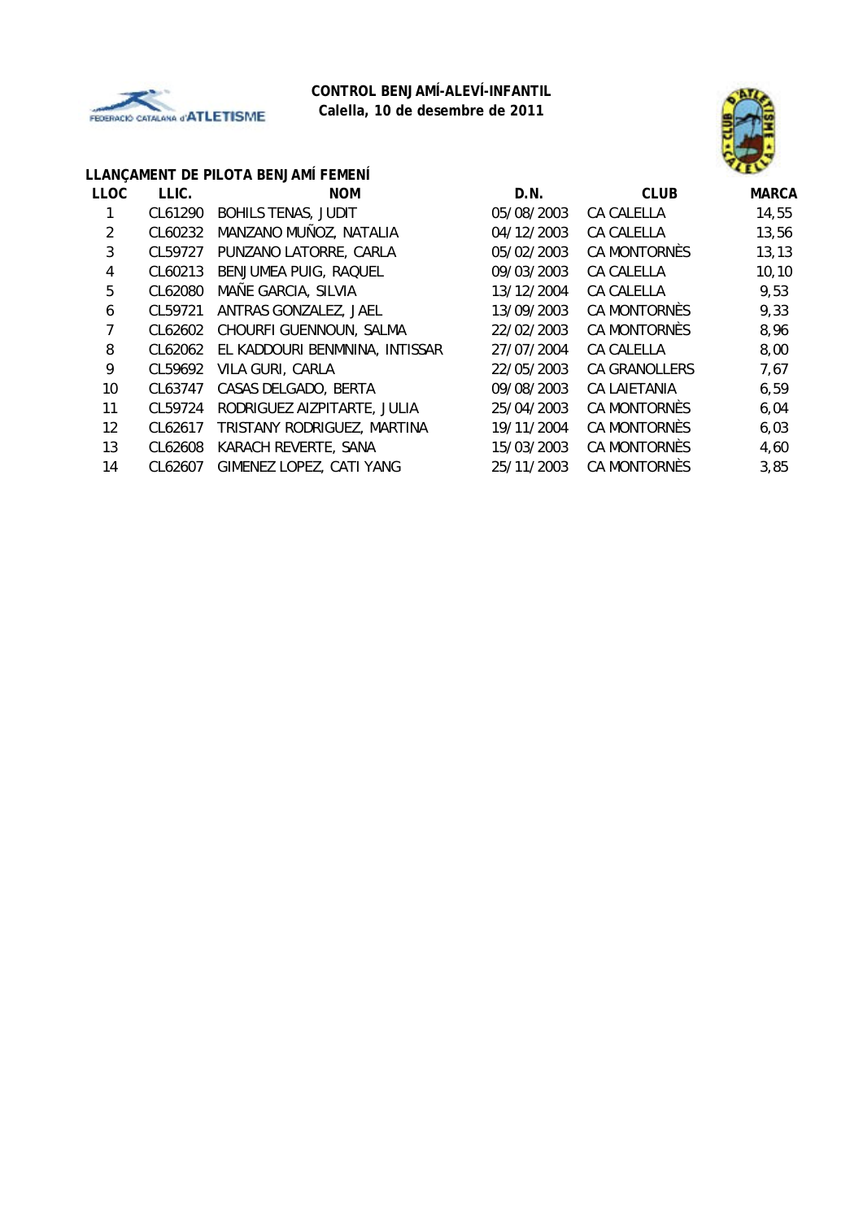**CONTROL BENJAMÍ-ALEVÍ-INFANTIL**
**Calella, 10 de desembre de 2011**

### LLANÇAMENT DE PILOTA BENJAMÍ FEMENÍ

| LLOC | LLIC. | NOM | D.N. | CLUB | MARCA |
|---|---|---|---|---|---|
| 1 | CL61290 | BOHILS TENAS, JUDIT | 05/08/2003 | CA CALELLA | 14,55 |
| 2 | CL60232 | MANZANO MUÑOZ, NATALIA | 04/12/2003 | CA CALELLA | 13,56 |
| 3 | CL59727 | PUNZANO LATORRE, CARLA | 05/02/2003 | CA MONTORNÈS | 13,13 |
| 4 | CL60213 | BENJUMEA PUIG, RAQUEL | 09/03/2003 | CA CALELLA | 10,10 |
| 5 | CL62080 | MAÑE GARCIA, SILVIA | 13/12/2004 | CA CALELLA | 9,53 |
| 6 | CL59721 | ANTRAS GONZALEZ, JAEL | 13/09/2003 | CA MONTORNÈS | 9,33 |
| 7 | CL62602 | CHOURFI GUENNOUN, SALMA | 22/02/2003 | CA MONTORNÈS | 8,96 |
| 8 | CL62062 | EL KADDOURI BENMNINA, INTISSAR | 27/07/2004 | CA CALELLA | 8,00 |
| 9 | CL59692 | VILA GURI, CARLA | 22/05/2003 | CA GRANOLLERS | 7,67 |
| 10 | CL63747 | CASAS DELGADO, BERTA | 09/08/2003 | CA LAIETANIA | 6,59 |
| 11 | CL59724 | RODRIGUEZ AIZPITARTE, JULIA | 25/04/2003 | CA MONTORNÈS | 6,04 |
| 12 | CL62617 | TRISTANY RODRIGUEZ, MARTINA | 19/11/2004 | CA MONTORNÈS | 6,03 |
| 13 | CL62608 | KARACH REVERTE, SANA | 15/03/2003 | CA MONTORNÈS | 4,60 |
| 14 | CL62607 | GIMENEZ LOPEZ, CATI YANG | 25/11/2003 | CA MONTORNÈS | 3,85 |